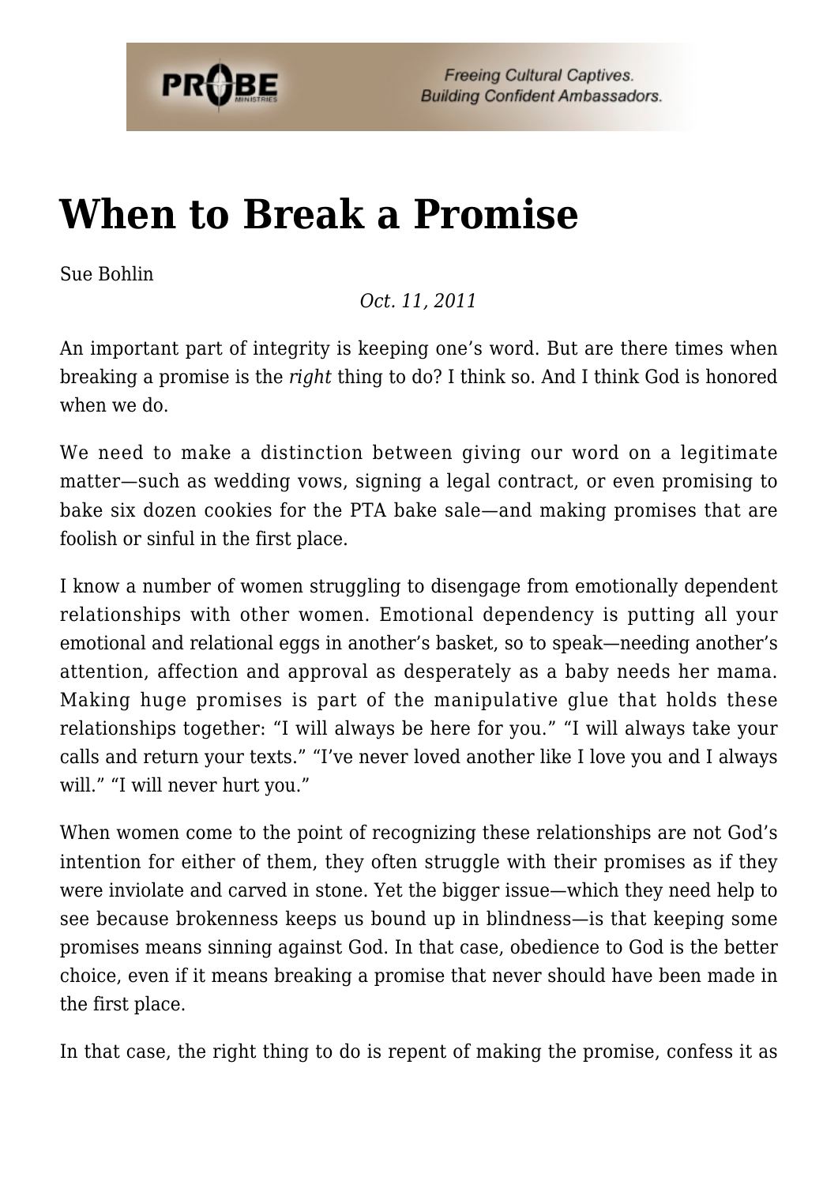# When to Break a Promise

Sue Bohlin

*Oct. 11, 2011*

An important part of integrity is keeping one's word. But are there times when breaking a promise is the *right* thing to do? I think so. And I think God is honored when we do.

We need to make a distinction between giving our word on a legitimate matter—such as wedding vows, signing a legal contract, or even promising to bake six dozen cookies for the PTA bake sale—and making promises that are foolish or sinful in the first place.

I know a number of women struggling to disengage from emotionally dependent relationships with other women. Emotional dependency is putting all your emotional and relational eggs in another's basket, so to speak—needing another's attention, affection and approval as desperately as a baby needs her mama. Making huge promises is part of the manipulative glue that holds these relationships together: "I will always be here for you." "I will always take your calls and return your texts." "I've never loved another like I love you and I always will." "I will never hurt you."

When women come to the point of recognizing these relationships are not God's intention for either of them, they often struggle with their promises as if they were inviolate and carved in stone. Yet the bigger issue—which they need help to see because brokenness keeps us bound up in blindness—is that keeping some promises means sinning against God. In that case, obedience to God is the better choice, even if it means breaking a promise that never should have been made in the first place.

In that case, the right thing to do is repent of making the promise, confess it as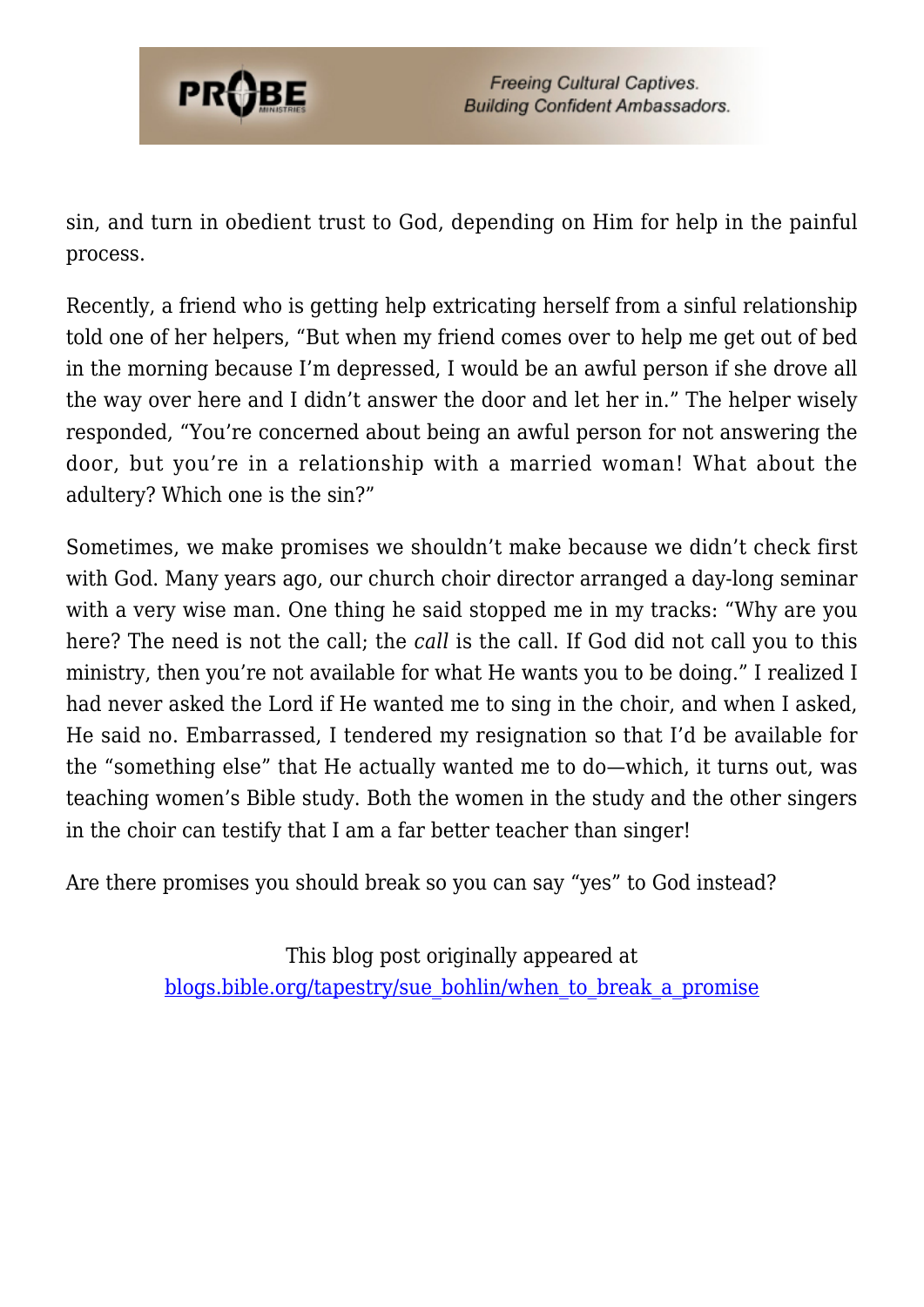sin, and turn in obedient trust to God, depending on Him for help in the painful process.

Recently, a friend who is getting help extricating herself from a sinful relationship told one of her helpers, "But when my friend comes over to help me get out of bed in the morning because I'm depressed, I would be an awful person if she drove all the way over here and I didn't answer the door and let her in." The helper wisely responded, "You're concerned about being an awful person for not answering the door, but you're in a relationship with a married woman! What about the adultery? Which one is the sin?"

Sometimes, we make promises we shouldn't make because we didn't check first with God. Many years ago, our church choir director arranged a day-long seminar with a very wise man. One thing he said stopped me in my tracks: "Why are you here? The need is not the call; the *call* is the call. If God did not call you to this ministry, then you're not available for what He wants you to be doing." I realized I had never asked the Lord if He wanted me to sing in the choir, and when I asked, He said no. Embarrassed, I tendered my resignation so that I'd be available for the "something else" that He actually wanted me to do—which, it turns out, was teaching women's Bible study. Both the women in the study and the other singers in the choir can testify that I am a far better teacher than singer!

Are there promises you should break so you can say "yes" to God instead?

This blog post originally appeared at [blogs.bible.org/tapestry/sue_bohlin/when_to_break_a_promise](http://blogs.bible.org/tapestry/sue_bohlin/when_to_break_a_promise)